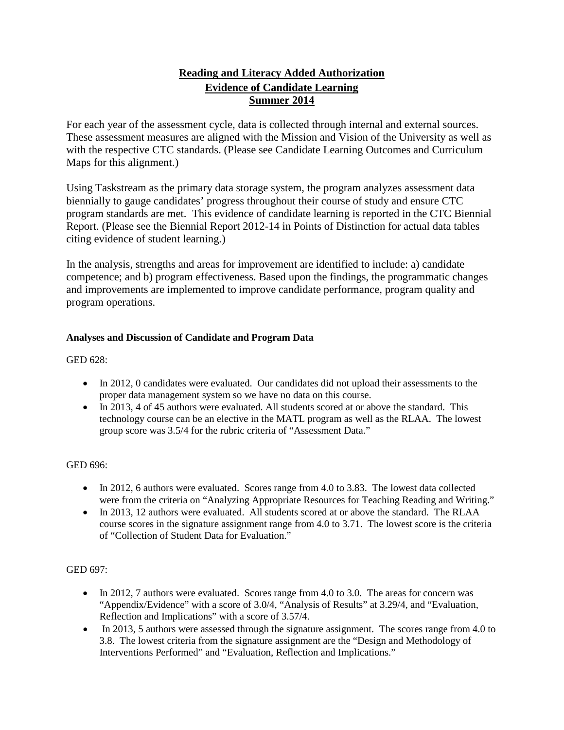# Reading and Literacy Added Authorization
## Evidence of Candidate Learning
## Summer 2014

For each year of the assessment cycle, data is collected through internal and external sources. These assessment measures are aligned with the Mission and Vision of the University as well as with the respective CTC standards. (Please see Candidate Learning Outcomes and Curriculum Maps for this alignment.)

Using Taskstream as the primary data storage system, the program analyzes assessment data biennially to gauge candidates' progress throughout their course of study and ensure CTC program standards are met. This evidence of candidate learning is reported in the CTC Biennial Report. (Please see the Biennial Report 2012-14 in Points of Distinction for actual data tables citing evidence of student learning.)

In the analysis, strengths and areas for improvement are identified to include: a) candidate competence; and b) program effectiveness. Based upon the findings, the programmatic changes and improvements are implemented to improve candidate performance, program quality and program operations.

### Analyses and Discussion of Candidate and Program Data

GED 628:

- In 2012, 0 candidates were evaluated. Our candidates did not upload their assessments to the proper data management system so we have no data on this course.
- In 2013, 4 of 45 authors were evaluated. All students scored at or above the standard. This technology course can be an elective in the MATL program as well as the RLAA. The lowest group score was 3.5/4 for the rubric criteria of "Assessment Data."

GED 696:

- In 2012, 6 authors were evaluated. Scores range from 4.0 to 3.83. The lowest data collected were from the criteria on "Analyzing Appropriate Resources for Teaching Reading and Writing."
- In 2013, 12 authors were evaluated. All students scored at or above the standard. The RLAA course scores in the signature assignment range from 4.0 to 3.71. The lowest score is the criteria of "Collection of Student Data for Evaluation."

GED 697:

- In 2012, 7 authors were evaluated. Scores range from 4.0 to 3.0. The areas for concern was "Appendix/Evidence" with a score of 3.0/4, "Analysis of Results" at 3.29/4, and "Evaluation, Reflection and Implications" with a score of 3.57/4.
- In 2013, 5 authors were assessed through the signature assignment. The scores range from 4.0 to 3.8. The lowest criteria from the signature assignment are the "Design and Methodology of Interventions Performed" and "Evaluation, Reflection and Implications."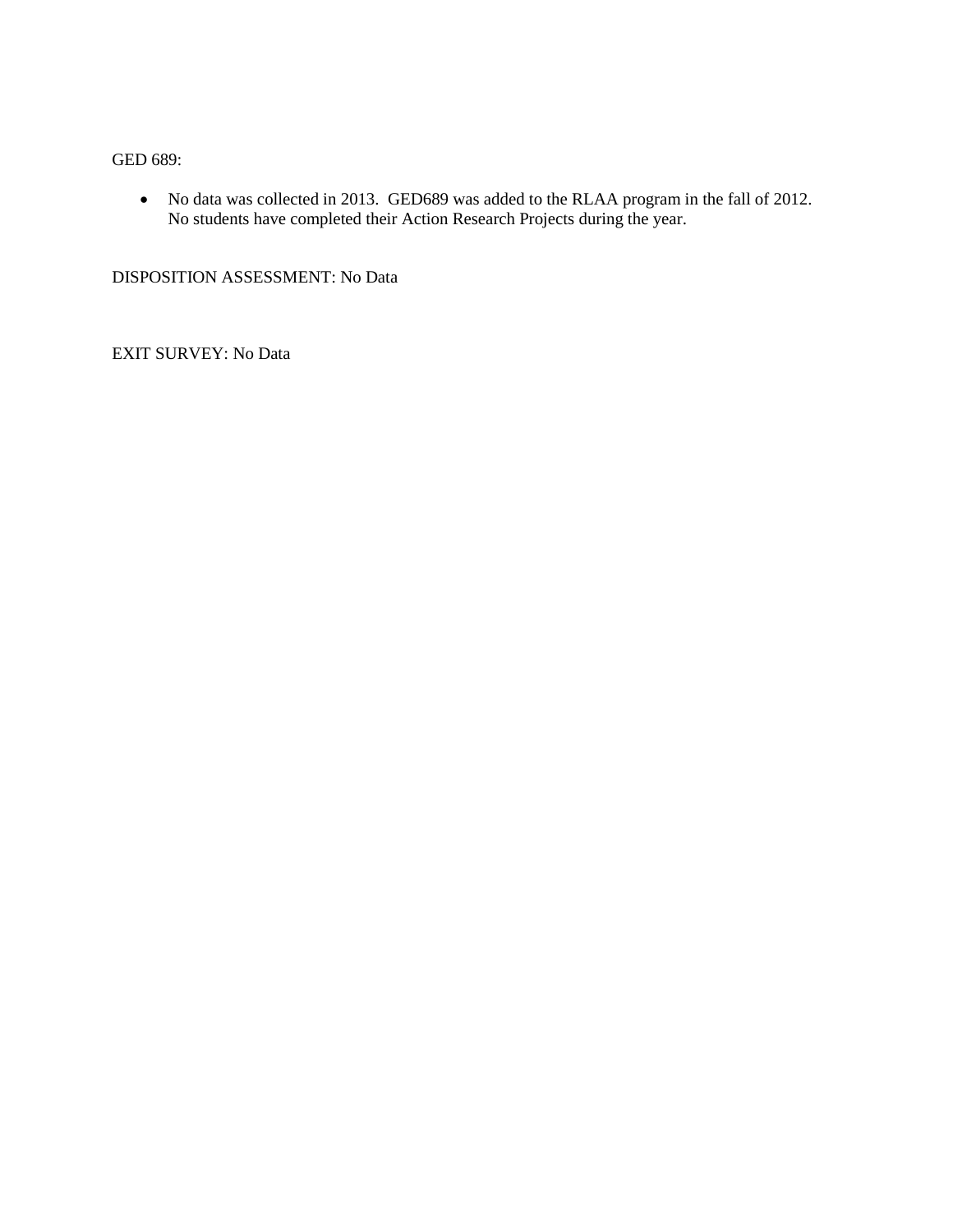GED 689:

- No data was collected in 2013. GED689 was added to the RLAA program in the fall of 2012. No students have completed their Action Research Projects during the year.

DISPOSITION ASSESSMENT: No Data

EXIT SURVEY: No Data